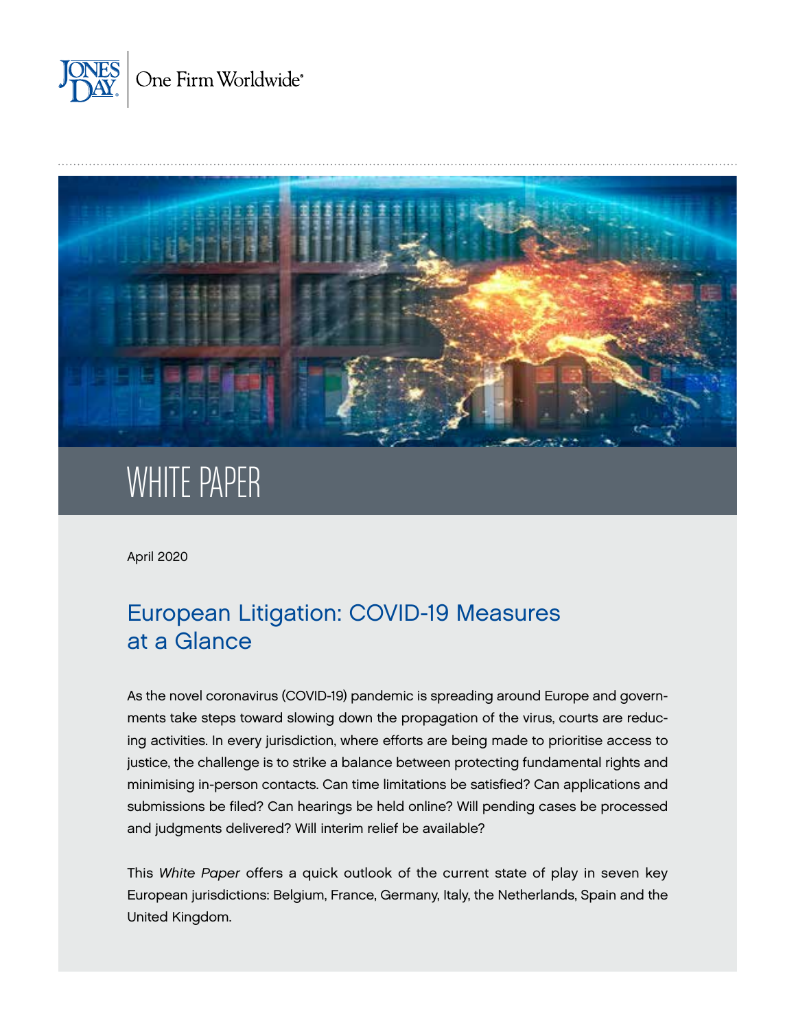JONES DAY | One Firm Worldwide®

WHITE PAPER

April 2020

# European Litigation: COVID-19 Measures at a Glance

As the novel coronavirus (COVID-19) pandemic is spreading around Europe and governments take steps toward slowing down the propagation of the virus, courts are reducing activities. In every jurisdiction, where efforts are being made to prioritise access to justice, the challenge is to strike a balance between protecting fundamental rights and minimising in-person contacts. Can time limitations be satisfied? Can applications and submissions be filed? Can hearings be held online? Will pending cases be processed and judgments delivered? Will interim relief be available?

This *White Paper* offers a quick outlook of the current state of play in seven key European jurisdictions: Belgium, France, Germany, Italy, the Netherlands, Spain and the United Kingdom.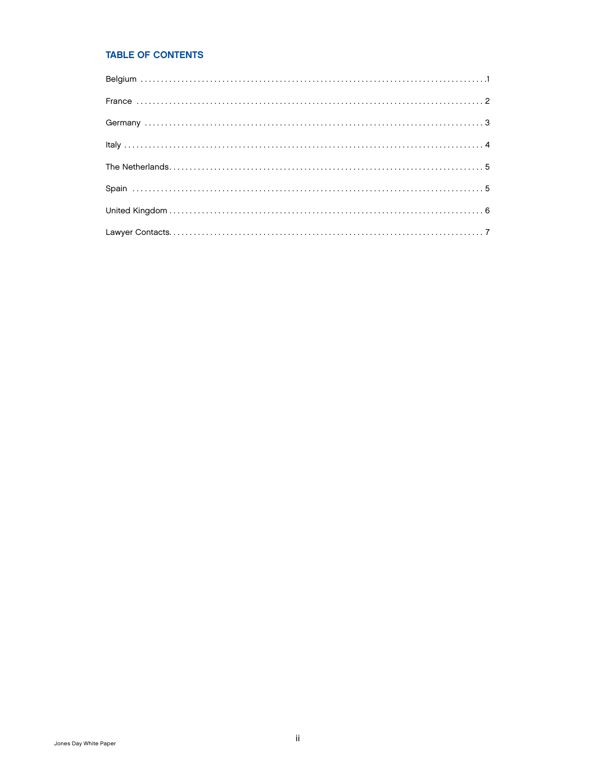## TABLE OF CONTENTS

Belgium .......................................................................................1

France ........................................................................................2

Germany ......................................................................................3

Italy ..........................................................................................4

The Netherlands...............................................................................5

Spain .........................................................................................5

United Kingdom ...............................................................................6

Lawyer Contacts...............................................................................7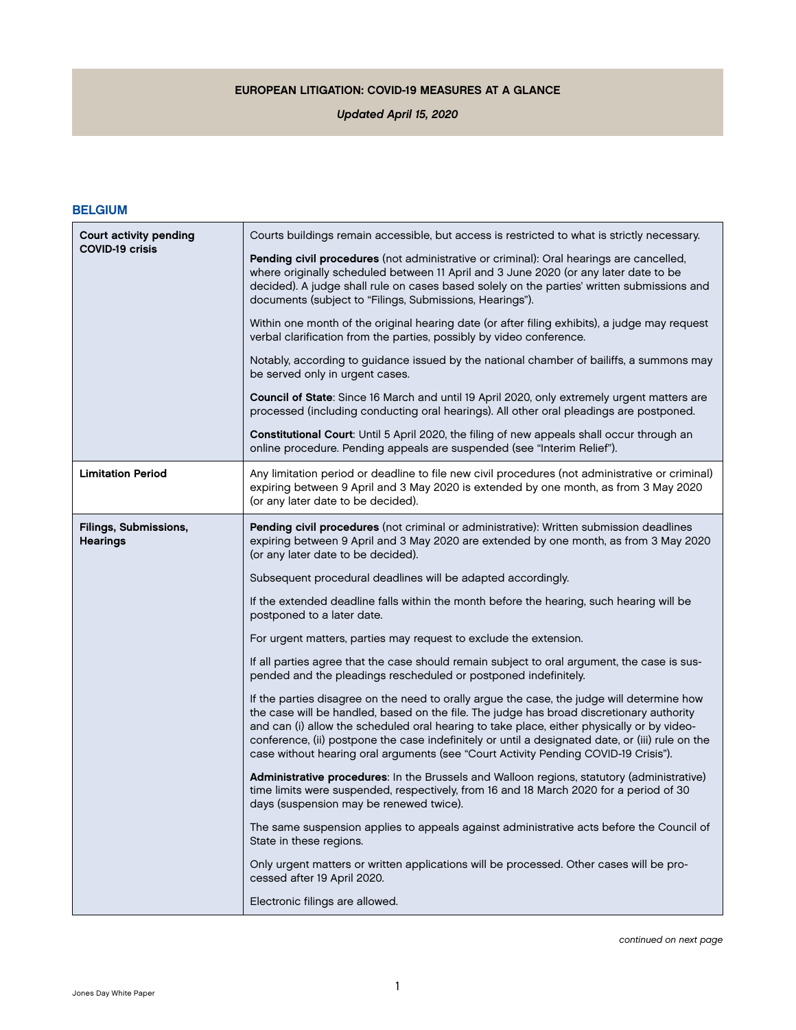**EUROPEAN LITIGATION: COVID-19 MEASURES AT A GLANCE**

*Updated April 15, 2020*

## BELGIUM

| | |
|---|---|
| **Court activity pending COVID-19 crisis** | Courts buildings remain accessible, but access is restricted to what is strictly necessary.<br><br>**Pending civil procedures** (not administrative or criminal): Oral hearings are cancelled, where originally scheduled between 11 April and 3 June 2020 (or any later date to be decided). A judge shall rule on cases based solely on the parties' written submissions and documents (subject to "Filings, Submissions, Hearings").<br><br>Within one month of the original hearing date (or after filing exhibits), a judge may request verbal clarification from the parties, possibly by video conference.<br><br>Notably, according to guidance issued by the national chamber of bailiffs, a summons may be served only in urgent cases.<br><br>**Council of State**: Since 16 March and until 19 April 2020, only extremely urgent matters are processed (including conducting oral hearings). All other oral pleadings are postponed.<br><br>**Constitutional Court**: Until 5 April 2020, the filing of new appeals shall occur through an online procedure. Pending appeals are suspended (see "Interim Relief"). |
| **Limitation Period** | Any limitation period or deadline to file new civil procedures (not administrative or criminal) expiring between 9 April and 3 May 2020 is extended by one month, as from 3 May 2020 (or any later date to be decided). |
| **Filings, Submissions, Hearings** | **Pending civil procedures** (not criminal or administrative): Written submission deadlines expiring between 9 April and 3 May 2020 are extended by one month, as from 3 May 2020 (or any later date to be decided).<br><br>Subsequent procedural deadlines will be adapted accordingly.<br><br>If the extended deadline falls within the month before the hearing, such hearing will be postponed to a later date.<br><br>For urgent matters, parties may request to exclude the extension.<br><br>If all parties agree that the case should remain subject to oral argument, the case is suspended and the pleadings rescheduled or postponed indefinitely.<br><br>If the parties disagree on the need to orally argue the case, the judge will determine how the case will be handled, based on the file. The judge has broad discretionary authority and can (i) allow the scheduled oral hearing to take place, either physically or by video-conference, (ii) postpone the case indefinitely or until a designated date, or (iii) rule on the case without hearing oral arguments (see "Court Activity Pending COVID-19 Crisis").<br><br>**Administrative procedures**: In the Brussels and Walloon regions, statutory (administrative) time limits were suspended, respectively, from 16 and 18 March 2020 for a period of 30 days (suspension may be renewed twice).<br><br>The same suspension applies to appeals against administrative acts before the Council of State in these regions.<br><br>Only urgent matters or written applications will be processed. Other cases will be processed after 19 April 2020.<br><br>Electronic filings are allowed. |

*continued on next page*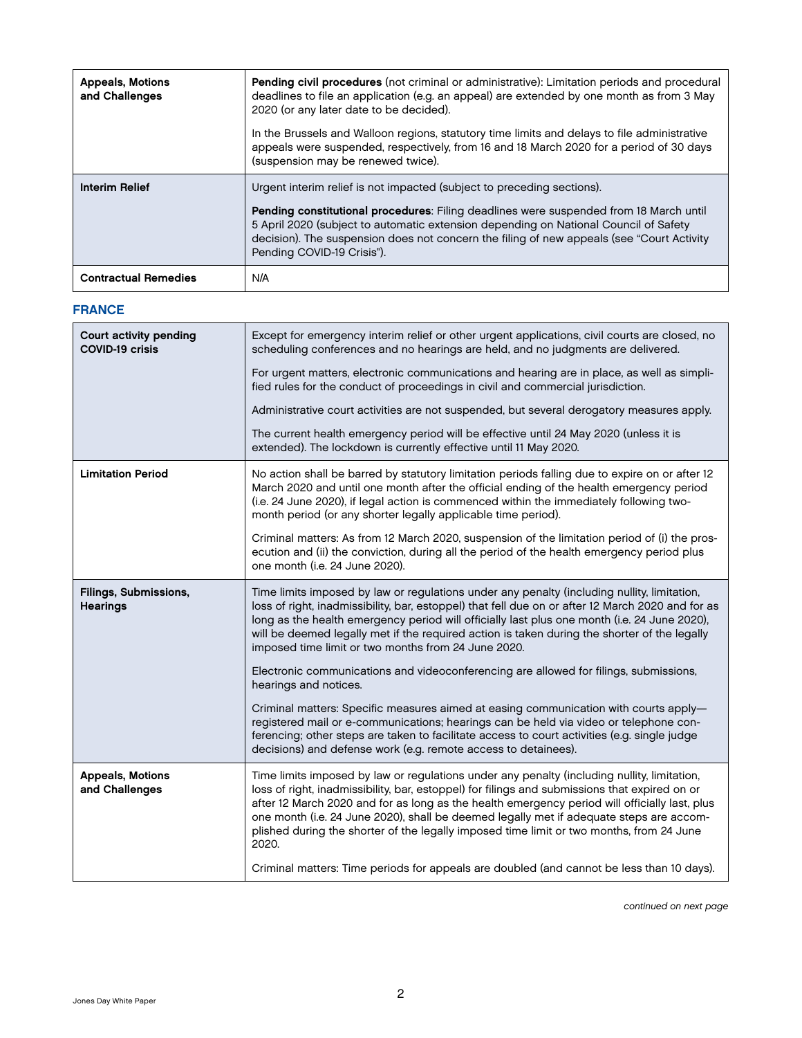| Appeals, Motions and Challenges | **Pending civil procedures** (not criminal or administrative): Limitation periods and procedural deadlines to file an application (e.g. an appeal) are extended by one month as from 3 May 2020 (or any later date to be decided).<br><br>In the Brussels and Walloon regions, statutory time limits and delays to file administrative appeals were suspended, respectively, from 16 and 18 March 2020 for a period of 30 days (suspension may be renewed twice). |
|---|---|
| **Interim Relief** | Urgent interim relief is not impacted (subject to preceding sections).<br><br>**Pending constitutional procedures**: Filing deadlines were suspended from 18 March until 5 April 2020 (subject to automatic extension depending on National Council of Safety decision). The suspension does not concern the filing of new appeals (see "Court Activity Pending COVID-19 Crisis"). |
| **Contractual Remedies** | N/A |

## FRANCE

| Court activity pending COVID-19 crisis | Except for emergency interim relief or other urgent applications, civil courts are closed, no scheduling conferences and no hearings are held, and no judgments are delivered.<br><br>For urgent matters, electronic communications and hearing are in place, as well as simplified rules for the conduct of proceedings in civil and commercial jurisdiction.<br><br>Administrative court activities are not suspended, but several derogatory measures apply.<br><br>The current health emergency period will be effective until 24 May 2020 (unless it is extended). The lockdown is currently effective until 11 May 2020. |
|---|---|
| **Limitation Period** | No action shall be barred by statutory limitation periods falling due to expire on or after 12 March 2020 and until one month after the official ending of the health emergency period (i.e. 24 June 2020), if legal action is commenced within the immediately following two-month period (or any shorter legally applicable time period).<br><br>Criminal matters: As from 12 March 2020, suspension of the limitation period of (i) the prosecution and (ii) the conviction, during all the period of the health emergency period plus one month (i.e. 24 June 2020). |
| **Filings, Submissions, Hearings** | Time limits imposed by law or regulations under any penalty (including nullity, limitation, loss of right, inadmissibility, bar, estoppel) that fell due on or after 12 March 2020 and for as long as the health emergency period will officially last plus one month (i.e. 24 June 2020), will be deemed legally met if the required action is taken during the shorter of the legally imposed time limit or two months from 24 June 2020.<br><br>Electronic communications and videoconferencing are allowed for filings, submissions, hearings and notices.<br><br>Criminal matters: Specific measures aimed at easing communication with courts apply—registered mail or e-communications; hearings can be held via video or telephone conferencing; other steps are taken to facilitate access to court activities (e.g. single judge decisions) and defense work (e.g. remote access to detainees). |
| **Appeals, Motions and Challenges** | Time limits imposed by law or regulations under any penalty (including nullity, limitation, loss of right, inadmissibility, bar, estoppel) for filings and submissions that expired on or after 12 March 2020 and for as long as the health emergency period will officially last, plus one month (i.e. 24 June 2020), shall be deemed legally met if adequate steps are accomplished during the shorter of the legally imposed time limit or two months, from 24 June 2020.<br><br>Criminal matters: Time periods for appeals are doubled (and cannot be less than 10 days). |

*continued on next page*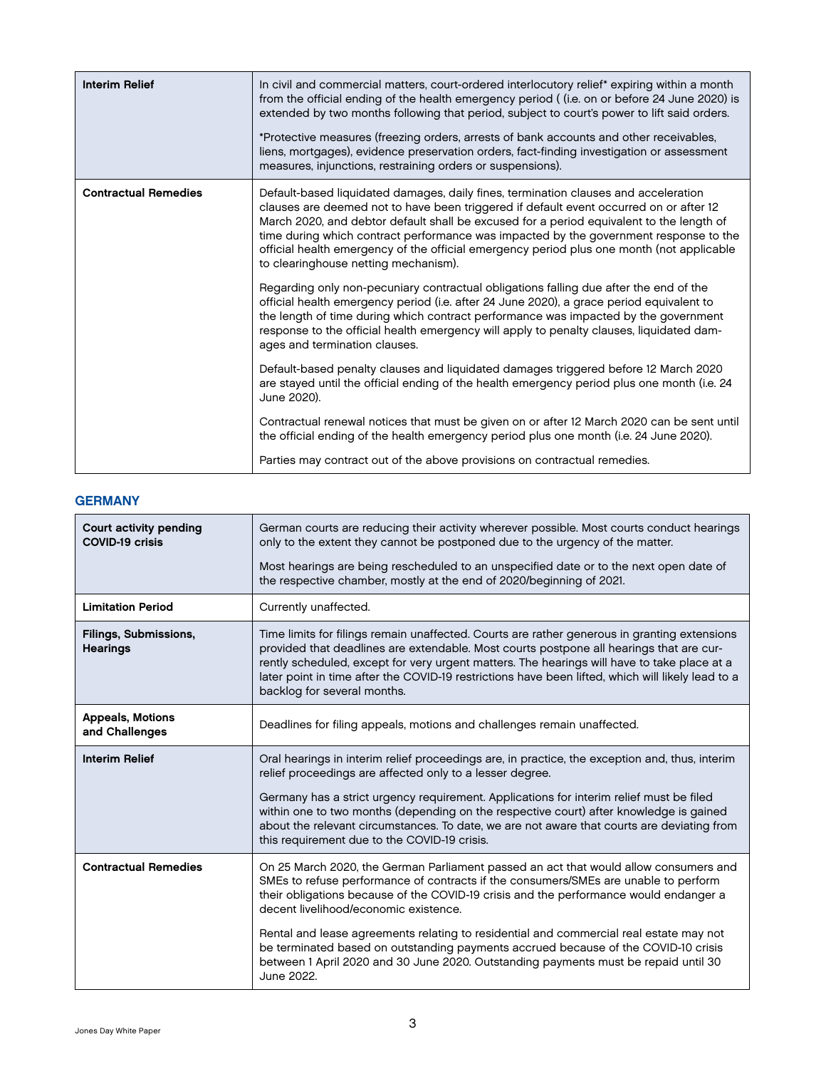| | |
|---|---|
| **Interim Relief** | In civil and commercial matters, court-ordered interlocutory relief* expiring within a month from the official ending of the health emergency period ( (i.e. on or before 24 June 2020) is extended by two months following that period, subject to court's power to lift said orders.<br><br>*Protective measures (freezing orders, arrests of bank accounts and other receivables, liens, mortgages), evidence preservation orders, fact-finding investigation or assessment measures, injunctions, restraining orders or suspensions). |
| **Contractual Remedies** | Default-based liquidated damages, daily fines, termination clauses and acceleration clauses are deemed not to have been triggered if default event occurred on or after 12 March 2020, and debtor default shall be excused for a period equivalent to the length of time during which contract performance was impacted by the government response to the official health emergency of the official emergency period plus one month (not applicable to clearinghouse netting mechanism).<br><br>Regarding only non-pecuniary contractual obligations falling due after the end of the official health emergency period (i.e. after 24 June 2020), a grace period equivalent to the length of time during which contract performance was impacted by the government response to the official health emergency will apply to penalty clauses, liquidated damages and termination clauses.<br><br>Default-based penalty clauses and liquidated damages triggered before 12 March 2020 are stayed until the official ending of the health emergency period plus one month (i.e. 24 June 2020).<br><br>Contractual renewal notices that must be given on or after 12 March 2020 can be sent until the official ending of the health emergency period plus one month (i.e. 24 June 2020).<br><br>Parties may contract out of the above provisions on contractual remedies. |

## GERMANY

| | |
|---|---|
| **Court activity pending COVID-19 crisis** | German courts are reducing their activity wherever possible. Most courts conduct hearings only to the extent they cannot be postponed due to the urgency of the matter.<br><br>Most hearings are being rescheduled to an unspecified date or to the next open date of the respective chamber, mostly at the end of 2020/beginning of 2021. |
| **Limitation Period** | Currently unaffected. |
| **Filings, Submissions, Hearings** | Time limits for filings remain unaffected. Courts are rather generous in granting extensions provided that deadlines are extendable. Most courts postpone all hearings that are currently scheduled, except for very urgent matters. The hearings will have to take place at a later point in time after the COVID-19 restrictions have been lifted, which will likely lead to a backlog for several months. |
| **Appeals, Motions and Challenges** | Deadlines for filing appeals, motions and challenges remain unaffected. |
| **Interim Relief** | Oral hearings in interim relief proceedings are, in practice, the exception and, thus, interim relief proceedings are affected only to a lesser degree.<br><br>Germany has a strict urgency requirement. Applications for interim relief must be filed within one to two months (depending on the respective court) after knowledge is gained about the relevant circumstances. To date, we are not aware that courts are deviating from this requirement due to the COVID-19 crisis. |
| **Contractual Remedies** | On 25 March 2020, the German Parliament passed an act that would allow consumers and SMEs to refuse performance of contracts if the consumers/SMEs are unable to perform their obligations because of the COVID-19 crisis and the performance would endanger a decent livelihood/economic existence.<br><br>Rental and lease agreements relating to residential and commercial real estate may not be terminated based on outstanding payments accrued because of the COVID-10 crisis between 1 April 2020 and 30 June 2020. Outstanding payments must be repaid until 30 June 2022. |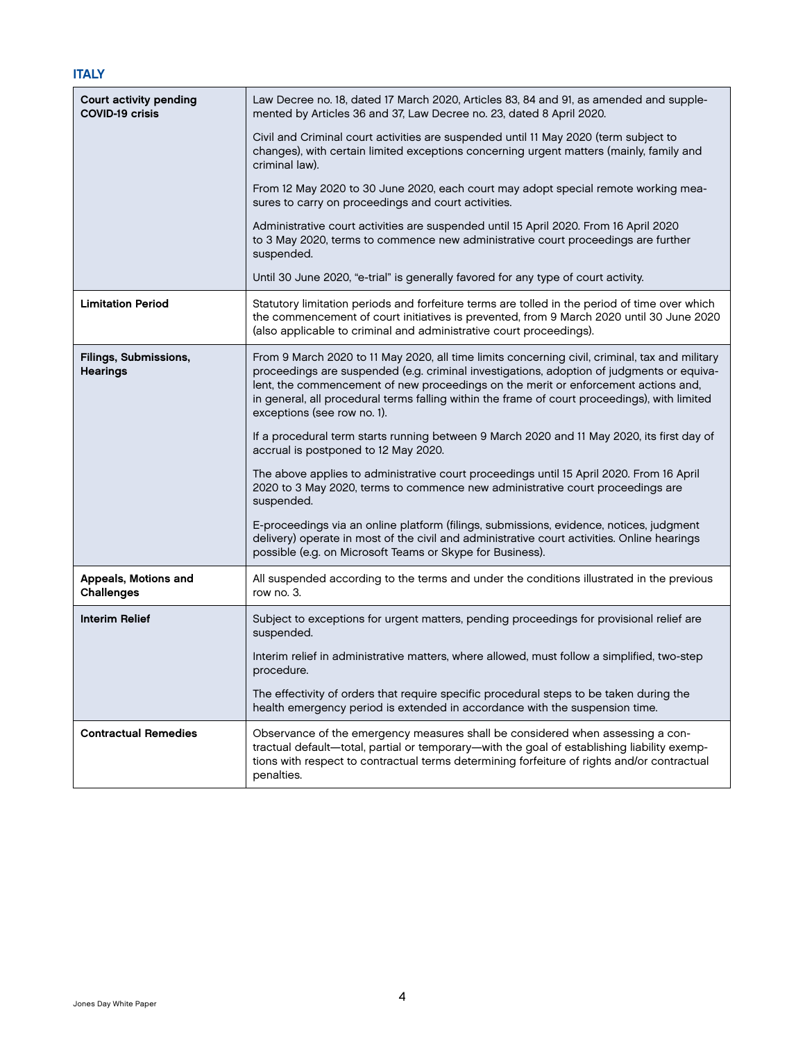## ITALY

| | |
|---|---|
| **Court activity pending COVID-19 crisis** | Law Decree no. 18, dated 17 March 2020, Articles 83, 84 and 91, as amended and supplemented by Articles 36 and 37, Law Decree no. 23, dated 8 April 2020.<br><br>Civil and Criminal court activities are suspended until 11 May 2020 (term subject to changes), with certain limited exceptions concerning urgent matters (mainly, family and criminal law).<br><br>From 12 May 2020 to 30 June 2020, each court may adopt special remote working measures to carry on proceedings and court activities.<br><br>Administrative court activities are suspended until 15 April 2020. From 16 April 2020 to 3 May 2020, terms to commence new administrative court proceedings are further suspended.<br><br>Until 30 June 2020, "e-trial" is generally favored for any type of court activity. |
| **Limitation Period** | Statutory limitation periods and forfeiture terms are tolled in the period of time over which the commencement of court initiatives is prevented, from 9 March 2020 until 30 June 2020 (also applicable to criminal and administrative court proceedings). |
| **Filings, Submissions, Hearings** | From 9 March 2020 to 11 May 2020, all time limits concerning civil, criminal, tax and military proceedings are suspended (e.g. criminal investigations, adoption of judgments or equivalent, the commencement of new proceedings on the merit or enforcement actions and, in general, all procedural terms falling within the frame of court proceedings), with limited exceptions (see row no. 1).<br><br>If a procedural term starts running between 9 March 2020 and 11 May 2020, its first day of accrual is postponed to 12 May 2020.<br><br>The above applies to administrative court proceedings until 15 April 2020. From 16 April 2020 to 3 May 2020, terms to commence new administrative court proceedings are suspended.<br><br>E-proceedings via an online platform (filings, submissions, evidence, notices, judgment delivery) operate in most of the civil and administrative court activities. Online hearings possible (e.g. on Microsoft Teams or Skype for Business). |
| **Appeals, Motions and Challenges** | All suspended according to the terms and under the conditions illustrated in the previous row no. 3. |
| **Interim Relief** | Subject to exceptions for urgent matters, pending proceedings for provisional relief are suspended.<br><br>Interim relief in administrative matters, where allowed, must follow a simplified, two-step procedure.<br><br>The effectivity of orders that require specific procedural steps to be taken during the health emergency period is extended in accordance with the suspension time. |
| **Contractual Remedies** | Observance of the emergency measures shall be considered when assessing a contractual default—total, partial or temporary—with the goal of establishing liability exemptions with respect to contractual terms determining forfeiture of rights and/or contractual penalties. |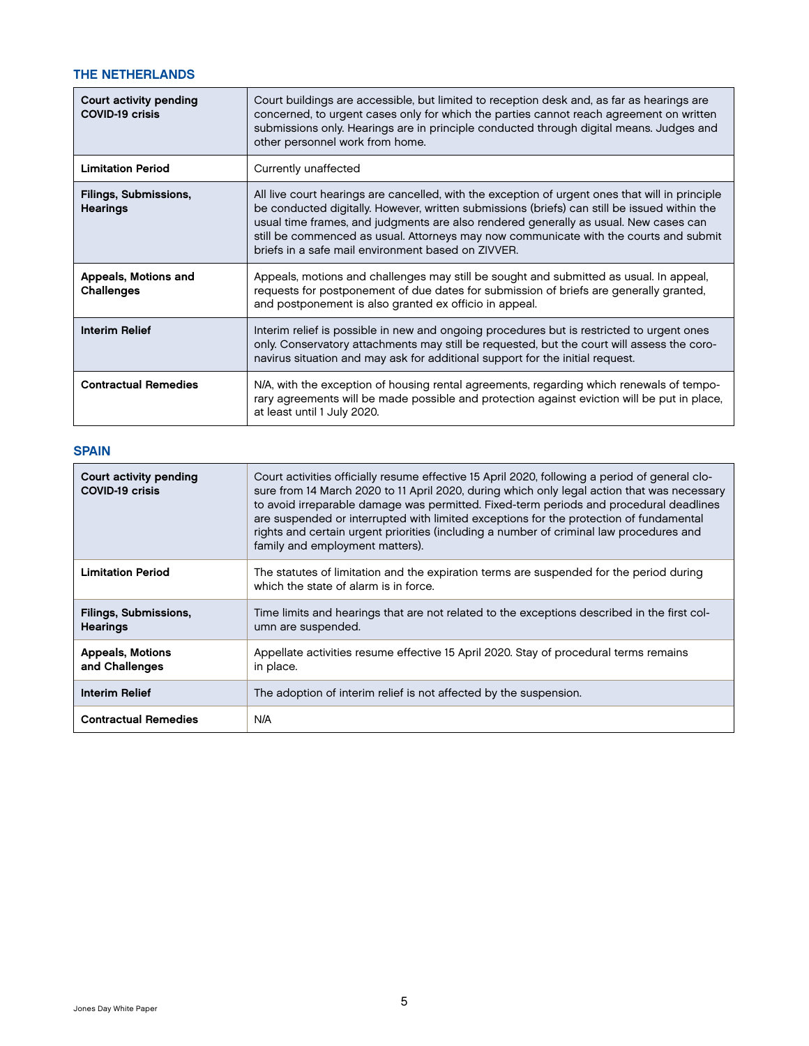## THE NETHERLANDS

| | |
|---|---|
| **Court activity pending COVID-19 crisis** | Court buildings are accessible, but limited to reception desk and, as far as hearings are concerned, to urgent cases only for which the parties cannot reach agreement on written submissions only. Hearings are in principle conducted through digital means. Judges and other personnel work from home. |
| **Limitation Period** | Currently unaffected |
| **Filings, Submissions, Hearings** | All live court hearings are cancelled, with the exception of urgent ones that will in principle be conducted digitally. However, written submissions (briefs) can still be issued within the usual time frames, and judgments are also rendered generally as usual. New cases can still be commenced as usual. Attorneys may now communicate with the courts and submit briefs in a safe mail environment based on ZIVVER. |
| **Appeals, Motions and Challenges** | Appeals, motions and challenges may still be sought and submitted as usual. In appeal, requests for postponement of due dates for submission of briefs are generally granted, and postponement is also granted ex officio in appeal. |
| **Interim Relief** | Interim relief is possible in new and ongoing procedures but is restricted to urgent ones only. Conservatory attachments may still be requested, but the court will assess the coronavirus situation and may ask for additional support for the initial request. |
| **Contractual Remedies** | N/A, with the exception of housing rental agreements, regarding which renewals of temporary agreements will be made possible and protection against eviction will be put in place, at least until 1 July 2020. |

## SPAIN

| | |
|---|---|
| **Court activity pending COVID-19 crisis** | Court activities officially resume effective 15 April 2020, following a period of general closure from 14 March 2020 to 11 April 2020, during which only legal action that was necessary to avoid irreparable damage was permitted. Fixed-term periods and procedural deadlines are suspended or interrupted with limited exceptions for the protection of fundamental rights and certain urgent priorities (including a number of criminal law procedures and family and employment matters). |
| **Limitation Period** | The statutes of limitation and the expiration terms are suspended for the period during which the state of alarm is in force. |
| **Filings, Submissions, Hearings** | Time limits and hearings that are not related to the exceptions described in the first column are suspended. |
| **Appeals, Motions and Challenges** | Appellate activities resume effective 15 April 2020. Stay of procedural terms remains in place. |
| **Interim Relief** | The adoption of interim relief is not affected by the suspension. |
| **Contractual Remedies** | N/A |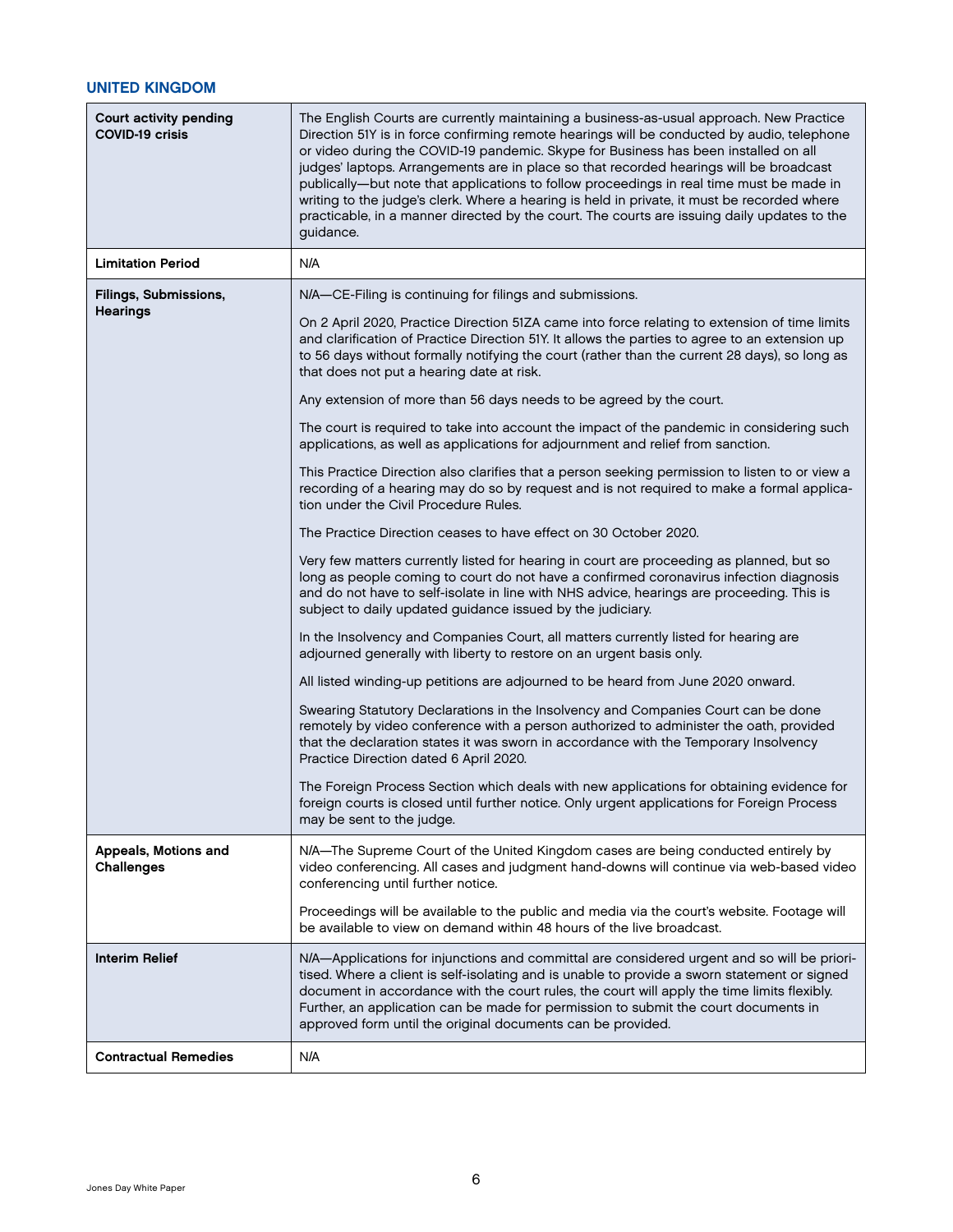## UNITED KINGDOM

| | |
|---|---|
| **Court activity pending COVID-19 crisis** | The English Courts are currently maintaining a business-as-usual approach. New Practice Direction 51Y is in force confirming remote hearings will be conducted by audio, telephone or video during the COVID-19 pandemic. Skype for Business has been installed on all judges' laptops. Arrangements are in place so that recorded hearings will be broadcast publically—but note that applications to follow proceedings in real time must be made in writing to the judge's clerk. Where a hearing is held in private, it must be recorded where practicable, in a manner directed by the court. The courts are issuing daily updates to the guidance. |
| **Limitation Period** | N/A |
| **Filings, Submissions, Hearings** | N/A—CE-Filing is continuing for filings and submissions.<br><br>On 2 April 2020, Practice Direction 51ZA came into force relating to extension of time limits and clarification of Practice Direction 51Y. It allows the parties to agree to an extension up to 56 days without formally notifying the court (rather than the current 28 days), so long as that does not put a hearing date at risk.<br><br>Any extension of more than 56 days needs to be agreed by the court.<br><br>The court is required to take into account the impact of the pandemic in considering such applications, as well as applications for adjournment and relief from sanction.<br><br>This Practice Direction also clarifies that a person seeking permission to listen to or view a recording of a hearing may do so by request and is not required to make a formal application under the Civil Procedure Rules.<br><br>The Practice Direction ceases to have effect on 30 October 2020.<br><br>Very few matters currently listed for hearing in court are proceeding as planned, but so long as people coming to court do not have a confirmed coronavirus infection diagnosis and do not have to self-isolate in line with NHS advice, hearings are proceeding. This is subject to daily updated guidance issued by the judiciary.<br><br>In the Insolvency and Companies Court, all matters currently listed for hearing are adjourned generally with liberty to restore on an urgent basis only.<br><br>All listed winding-up petitions are adjourned to be heard from June 2020 onward.<br><br>Swearing Statutory Declarations in the Insolvency and Companies Court can be done remotely by video conference with a person authorized to administer the oath, provided that the declaration states it was sworn in accordance with the Temporary Insolvency Practice Direction dated 6 April 2020.<br><br>The Foreign Process Section which deals with new applications for obtaining evidence for foreign courts is closed until further notice. Only urgent applications for Foreign Process may be sent to the judge. |
| **Appeals, Motions and Challenges** | N/A—The Supreme Court of the United Kingdom cases are being conducted entirely by video conferencing. All cases and judgment hand-downs will continue via web-based video conferencing until further notice.<br><br>Proceedings will be available to the public and media via the court's website. Footage will be available to view on demand within 48 hours of the live broadcast. |
| **Interim Relief** | N/A—Applications for injunctions and committal are considered urgent and so will be prioritised. Where a client is self-isolating and is unable to provide a sworn statement or signed document in accordance with the court rules, the court will apply the time limits flexibly. Further, an application can be made for permission to submit the court documents in approved form until the original documents can be provided. |
| **Contractual Remedies** | N/A |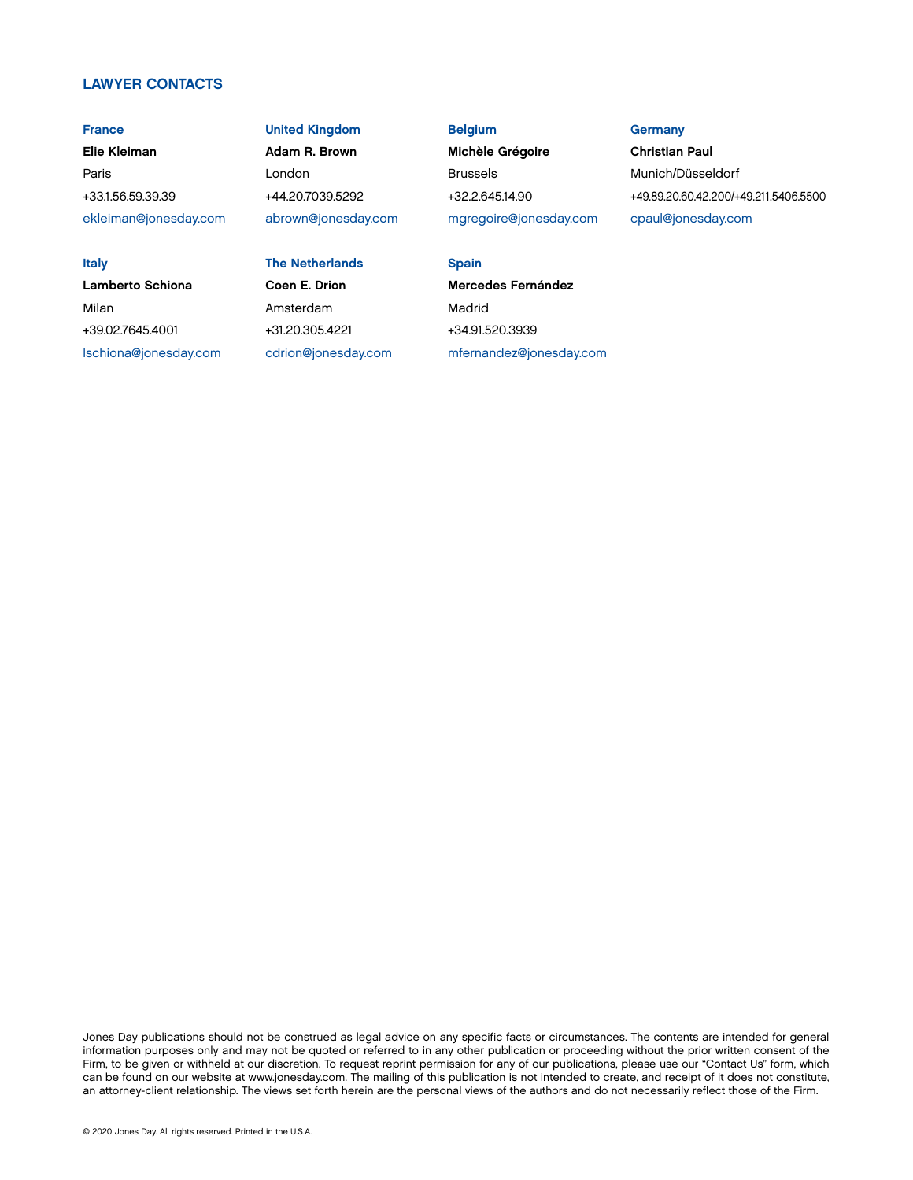## LAWYER CONTACTS

**France**
**Elie Kleiman**
Paris
+33.1.56.59.39.39
ekleiman@jonesday.com

**United Kingdom**
**Adam R. Brown**
London
+44.20.7039.5292
abrown@jonesday.com

**Belgium**
**Michèle Grégoire**
Brussels
+32.2.645.14.90
mgregoire@jonesday.com

**Germany**
**Christian Paul**
Munich/Düsseldorf
+49.89.20.60.42.200/+49.211.5406.5500
cpaul@jonesday.com

**Italy**
**Lamberto Schiona**
Milan
+39.02.7645.4001
lschiona@jonesday.com

**The Netherlands**
**Coen E. Drion**
Amsterdam
+31.20.305.4221
cdrion@jonesday.com

**Spain**
**Mercedes Fernández**
Madrid
+34.91.520.3939
mfernandez@jonesday.com

Jones Day publications should not be construed as legal advice on any specific facts or circumstances. The contents are intended for general information purposes only and may not be quoted or referred to in any other publication or proceeding without the prior written consent of the Firm, to be given or withheld at our discretion. To request reprint permission for any of our publications, please use our "Contact Us" form, which can be found on our website at www.jonesday.com. The mailing of this publication is not intended to create, and receipt of it does not constitute, an attorney-client relationship. The views set forth herein are the personal views of the authors and do not necessarily reflect those of the Firm.

© 2020 Jones Day. All rights reserved. Printed in the U.S.A.